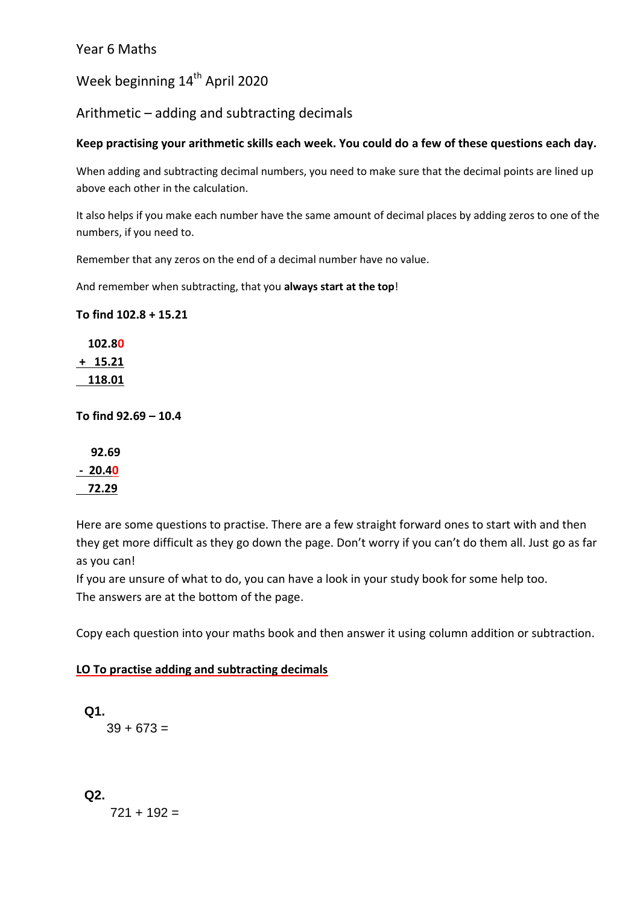Year 6 Maths

Week beginning $14^{th}$ April 2020

Arithmetic – adding and subtracting decimals

**Keep practising your arithmetic skills each week. You could do a few of these questions each day.**

When adding and subtracting decimal numbers, you need to make sure that the decimal points are lined up above each other in the calculation.

It also helps if you make each number have the same amount of decimal places by adding zeros to one of the numbers, if you need to.

Remember that any zeros on the end of a decimal number have no value.

And remember when subtracting, that you **always start at the top**!

**To find 102.8 + 15.21**

```
  102.80
+  15.21
  118.01
```

**To find 92.69 – 10.4**

```
   92.69
-  20.40
   72.29
```

Here are some questions to practise. There are a few straight forward ones to start with and then they get more difficult as they go down the page. Don't worry if you can't do them all. Just go as far as you can!
If you are unsure of what to do, you can have a look in your study book for some help too.
The answers are at the bottom of the page.

Copy each question into your maths book and then answer it using column addition or subtraction.

**LO To practise adding and subtracting decimals**

**Q1.**

39 + 673 =

**Q2.**

721 + 192 =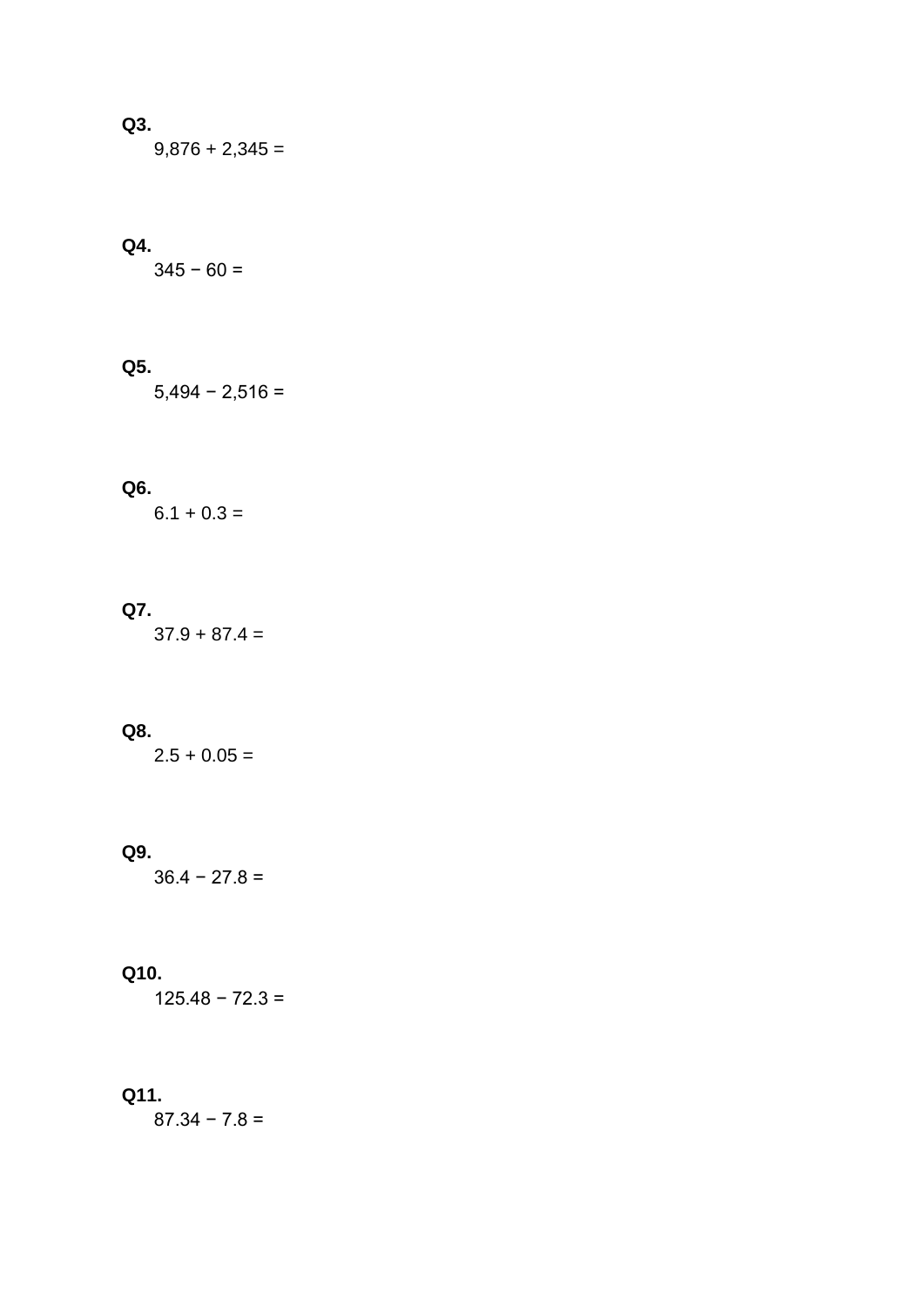**Q3.**

$9{,}876 + 2{,}345 =$

**Q4.**

$345 - 60 =$

**Q5.**

$5{,}494 - 2{,}516 =$

**Q6.**

$6.1 + 0.3 =$

**Q7.**

$37.9 + 87.4 =$

**Q8.**

$2.5 + 0.05 =$

**Q9.**

$36.4 - 27.8 =$

**Q10.**

$125.48 - 72.3 =$

**Q11.**

$87.34 - 7.8 =$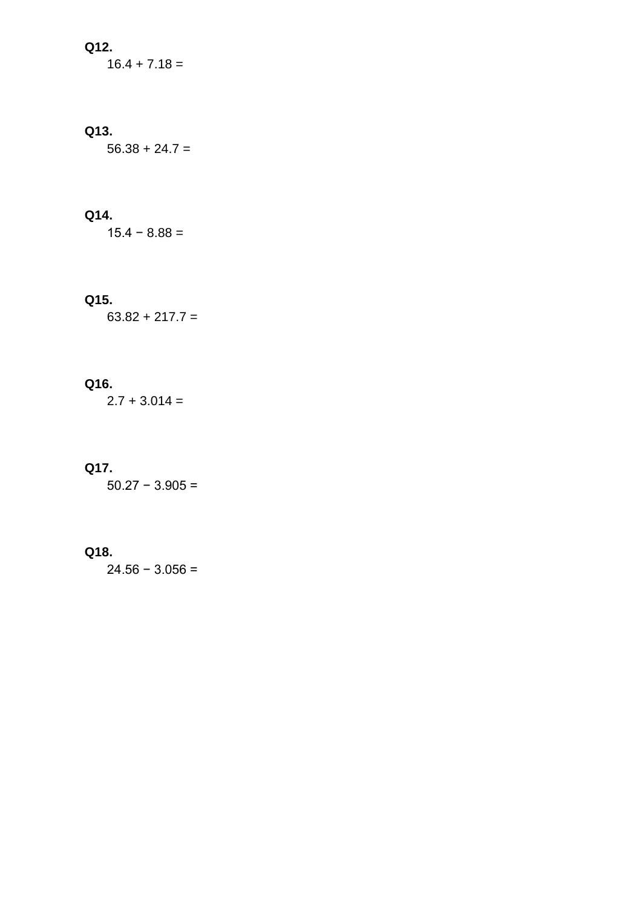**Q12.**

$16.4 + 7.18 =$

**Q13.**

$56.38 + 24.7 =$

**Q14.**

$15.4 - 8.88 =$

**Q15.**

$63.82 + 217.7 =$

**Q16.**

$2.7 + 3.014 =$

**Q17.**

$50.27 - 3.905 =$

**Q18.**

$24.56 - 3.056 =$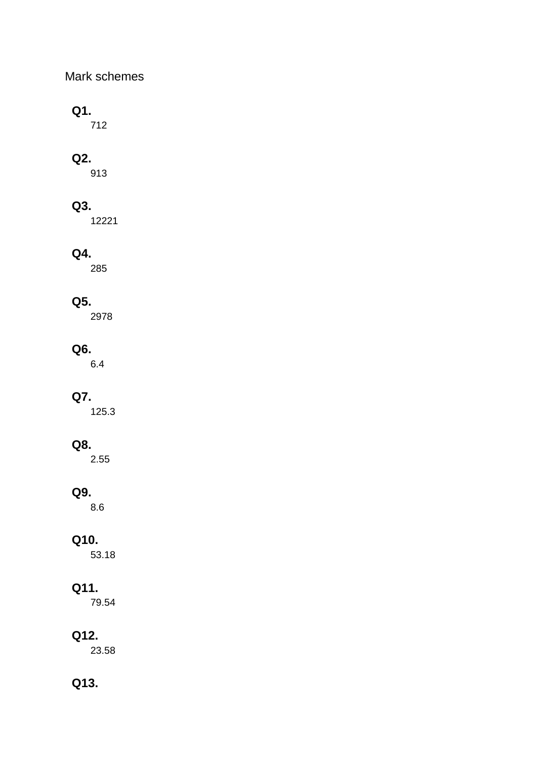Mark schemes

**Q1.**

712

**Q2.**

913

**Q3.**

12221

**Q4.**

285

**Q5.**

2978

**Q6.**

6.4

**Q7.**

125.3

**Q8.**

2.55

**Q9.**

8.6

**Q10.**

53.18

**Q11.**

79.54

**Q12.**

23.58

**Q13.**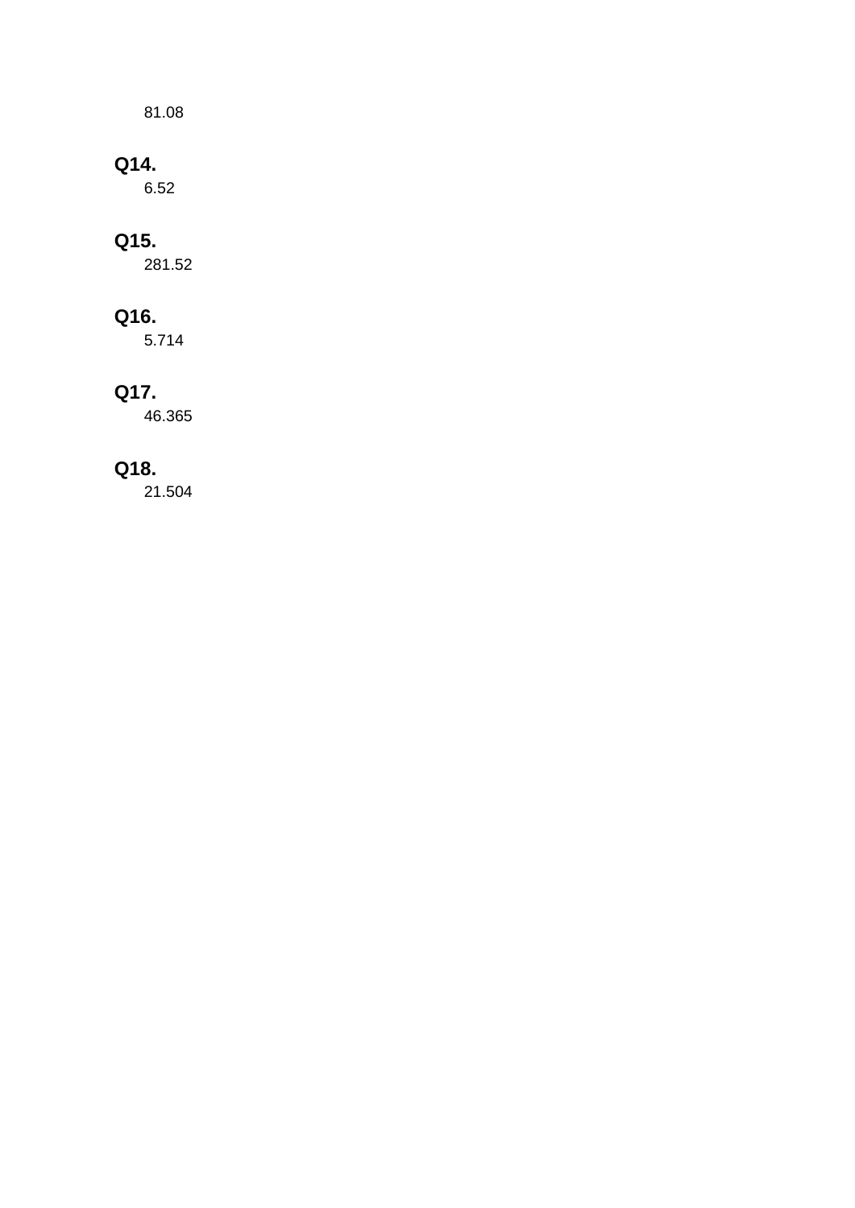81.08

**Q14.**

6.52

**Q15.**

281.52

**Q16.**

5.714

**Q17.**

46.365

**Q18.**

21.504